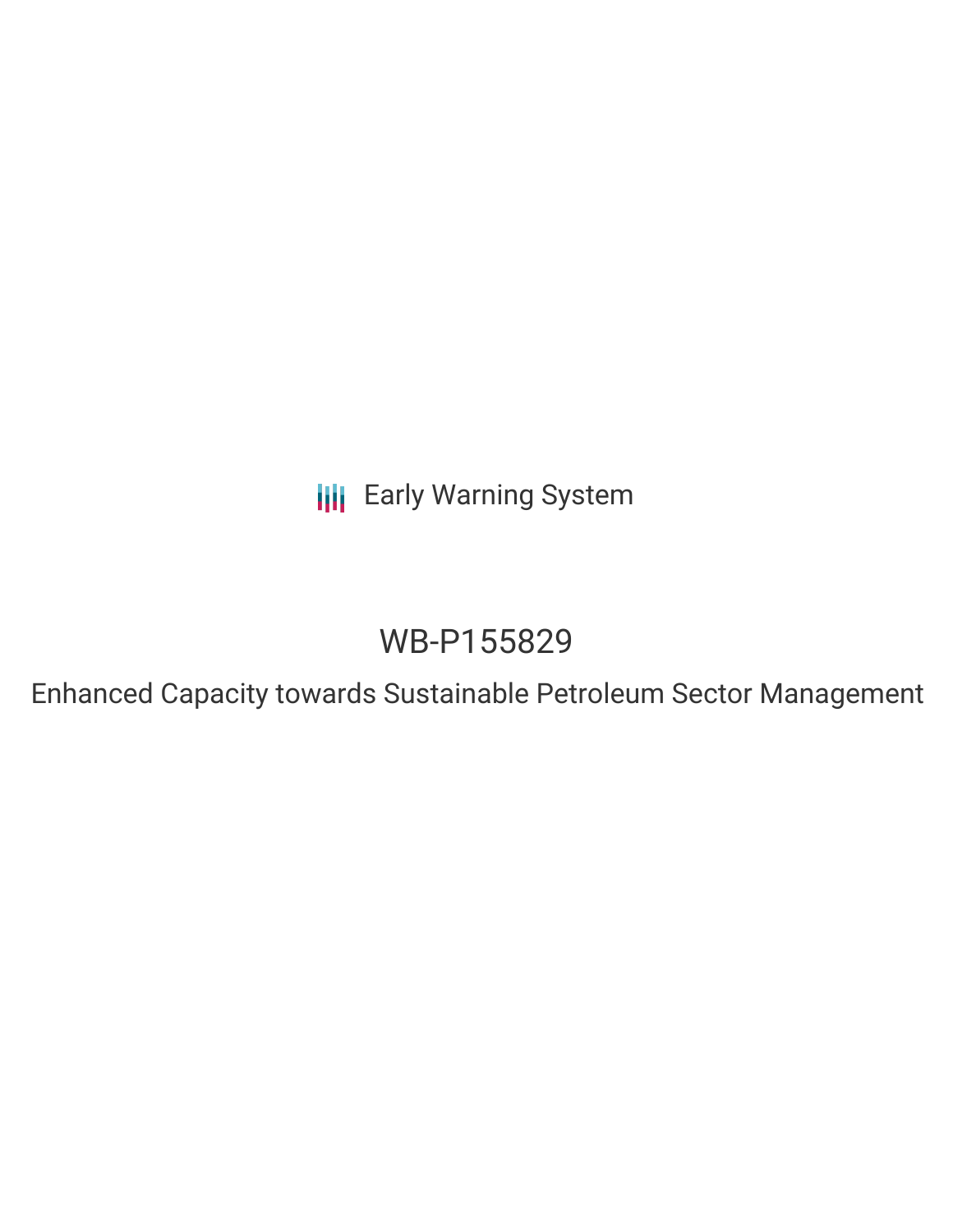Early Warning System

# WB-P155829

Enhanced Capacity towards Sustainable Petroleum Sector Management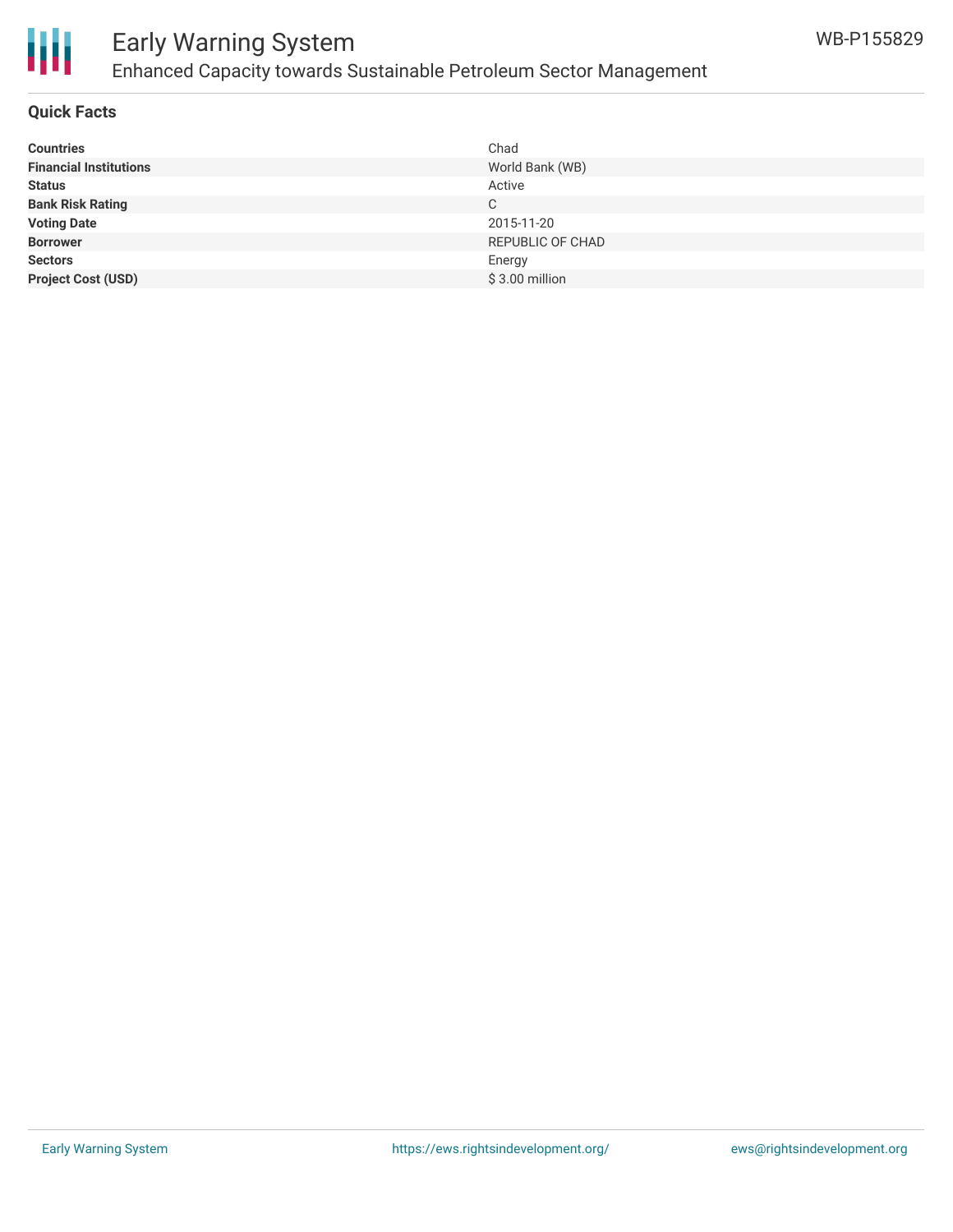# Early Warning System

## Enhanced Capacity towards Sustainable Petroleum Sector Management

WB-P155829

### Quick Facts

| | |
|---|---|
| **Countries** | Chad |
| **Financial Institutions** | World Bank (WB) |
| **Status** | Active |
| **Bank Risk Rating** | C |
| **Voting Date** | 2015-11-20 |
| **Borrower** | REPUBLIC OF CHAD |
| **Sectors** | Energy |
| **Project Cost (USD)** | $ 3.00 million |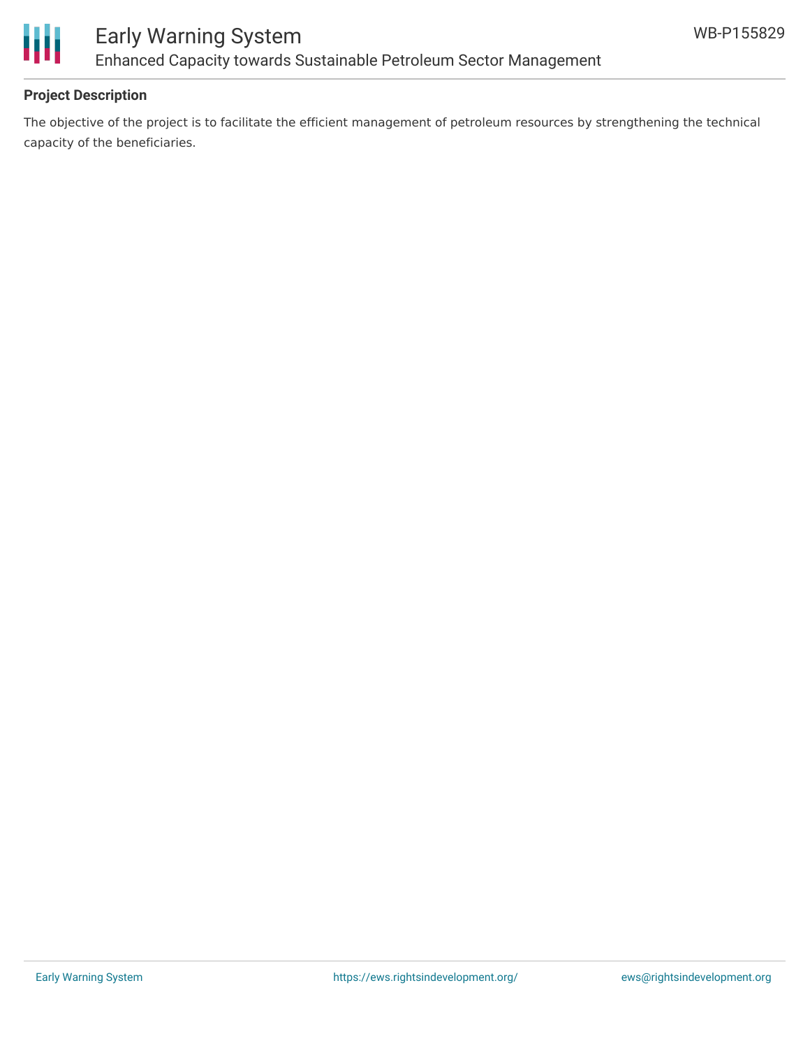## Project Description

The objective of the project is to facilitate the efficient management of petroleum resources by strengthening the technical capacity of the beneficiaries.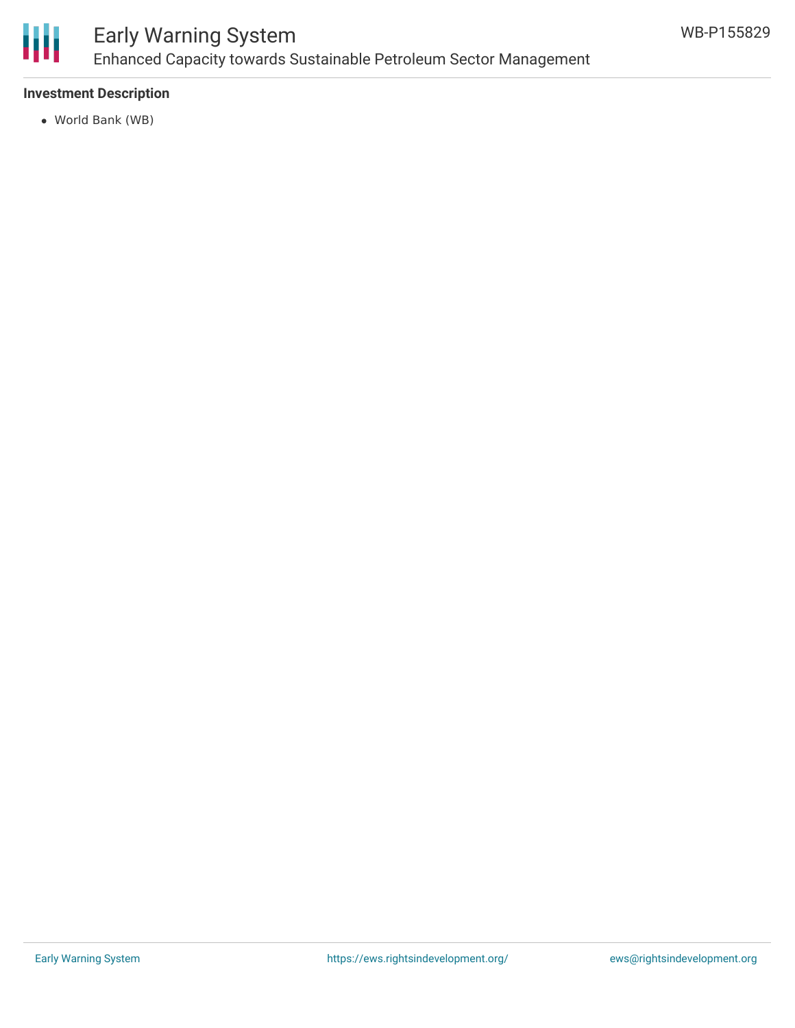### Investment Description

- World Bank (WB)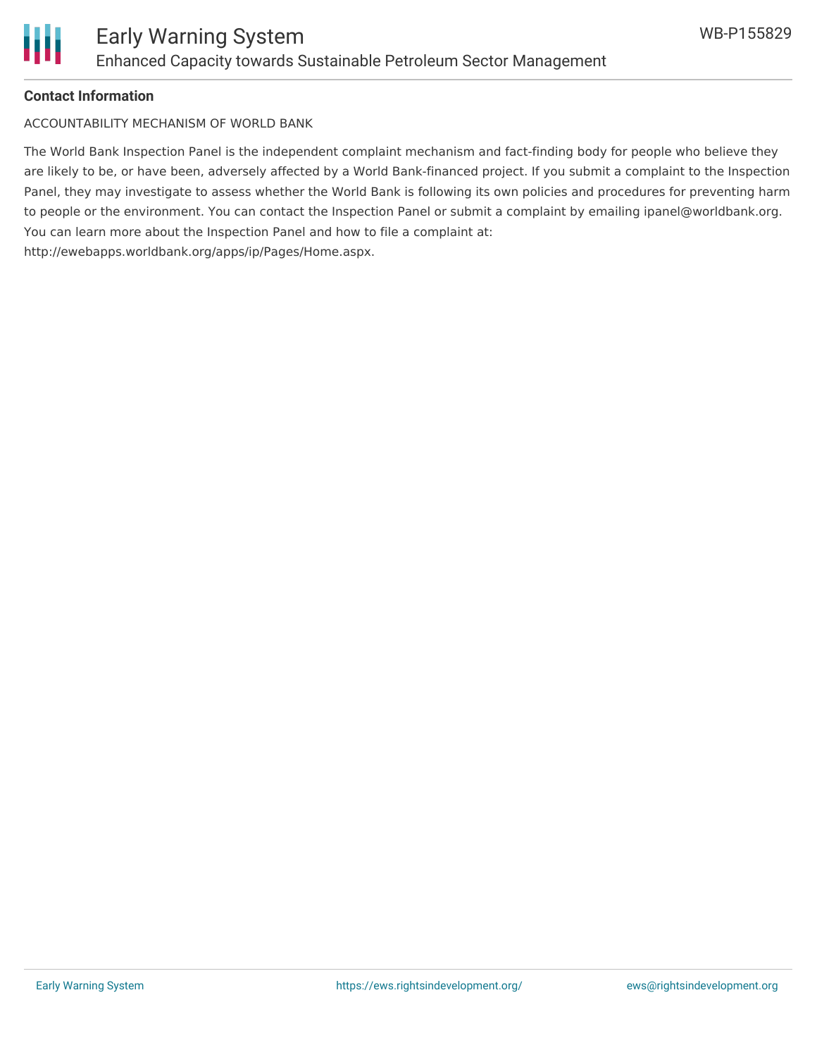**Contact Information**

ACCOUNTABILITY MECHANISM OF WORLD BANK

The World Bank Inspection Panel is the independent complaint mechanism and fact-finding body for people who believe they are likely to be, or have been, adversely affected by a World Bank-financed project. If you submit a complaint to the Inspection Panel, they may investigate to assess whether the World Bank is following its own policies and procedures for preventing harm to people or the environment. You can contact the Inspection Panel or submit a complaint by emailing ipanel@worldbank.org. You can learn more about the Inspection Panel and how to file a complaint at: http://ewebapps.worldbank.org/apps/ip/Pages/Home.aspx.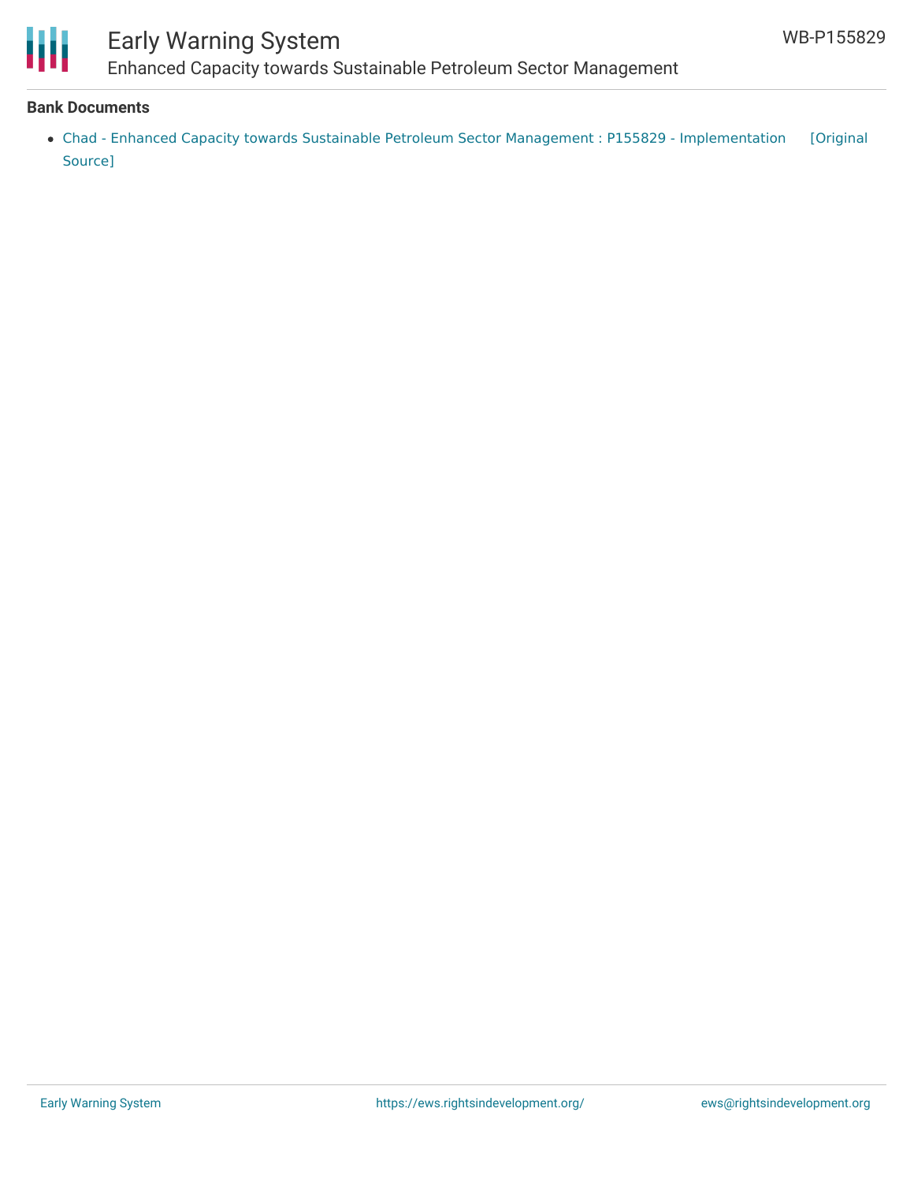**Bank Documents**

- Chad - Enhanced Capacity towards Sustainable Petroleum Sector Management : P155829 - Implementation [Original Source]